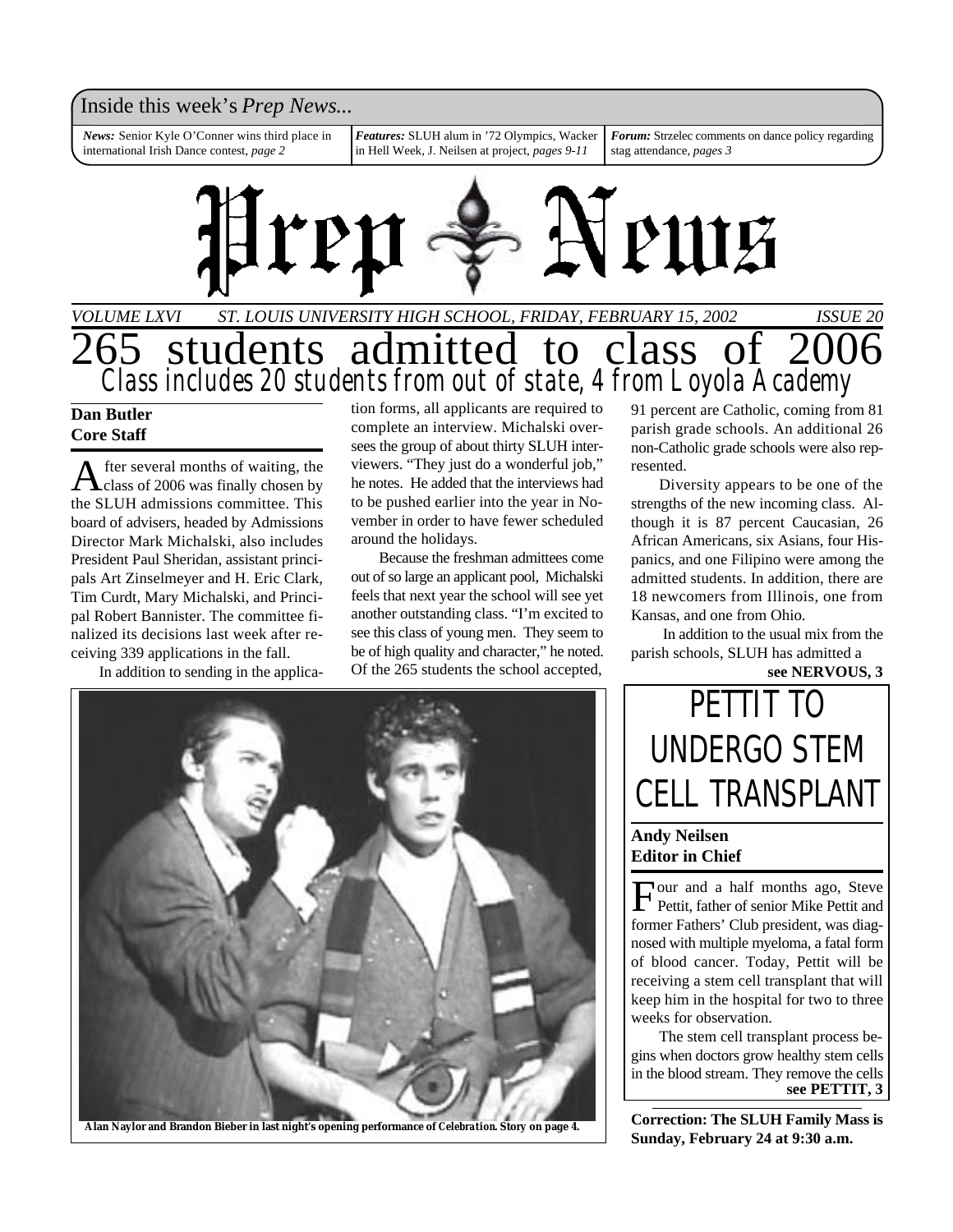Inside this week's *Prep News...*

***News:*** Senior Kyle O'Conner wins third place in international Irish Dance contest, *page 2*

***Features:*** SLUH alum in '72 Olympics, Wacker in Hell Week, J. Neilsen at project, *pages 9-11*

***Forum:*** Strzelec comments on dance policy regarding stag attendance, *pages 3*

# Prep News

*VOLUME LXVI ST. LOUIS UNIVERSITY HIGH SCHOOL, FRIDAY, FEBRUARY 15, 2002 ISSUE 20*

# 265 students admitted to class of 2006

## Class includes 20 students from out of state, 4 from Loyola Academy

**Dan Butler**
**Core Staff**

After several months of waiting, the class of 2006 was finally chosen by the SLUH admissions committee. This board of advisers, headed by Admissions Director Mark Michalski, also includes President Paul Sheridan, assistant principals Art Zinselmeyer and H. Eric Clark, Tim Curdt, Mary Michalski, and Principal Robert Bannister. The committee finalized its decisions last week after receiving 339 applications in the fall.

In addition to sending in the application forms, all applicants are required to complete an interview. Michalski oversees the group of about thirty SLUH interviewers. "They just do a wonderful job," he notes. He added that the interviews had to be pushed earlier into the year in November in order to have fewer scheduled around the holidays.

Because the freshman admittees come out of so large an applicant pool, Michalski feels that next year the school will see yet another outstanding class. "I'm excited to see this class of young men. They seem to be of high quality and character," he noted. Of the 265 students the school accepted, 91 percent are Catholic, coming from 81 parish grade schools. An additional 26 non-Catholic grade schools were also represented.

Diversity appears to be one of the strengths of the new incoming class. Although it is 87 percent Caucasian, 26 African Americans, six Asians, four Hispanics, and one Filipino were among the admitted students. In addition, there are 18 newcomers from Illinois, one from Kansas, and one from Ohio.

In addition to the usual mix from the parish schools, SLUH has admitted a

**see NERVOUS, 3**

**Alan Naylor and Brandon Bieber in last night's opening performance of *Celebration*. Story on page 4.**

# PETTIT TO UNDERGO STEM CELL TRANSPLANT

**Andy Neilsen**
**Editor in Chief**

Four and a half months ago, Steve Pettit, father of senior Mike Pettit and former Fathers' Club president, was diagnosed with multiple myeloma, a fatal form of blood cancer. Today, Pettit will be receiving a stem cell transplant that will keep him in the hospital for two to three weeks for observation.

The stem cell transplant process begins when doctors grow healthy stem cells in the blood stream. They remove the cells

**see PETTIT, 3**

**Correction: The SLUH Family Mass is Sunday, February 24 at 9:30 a.m.**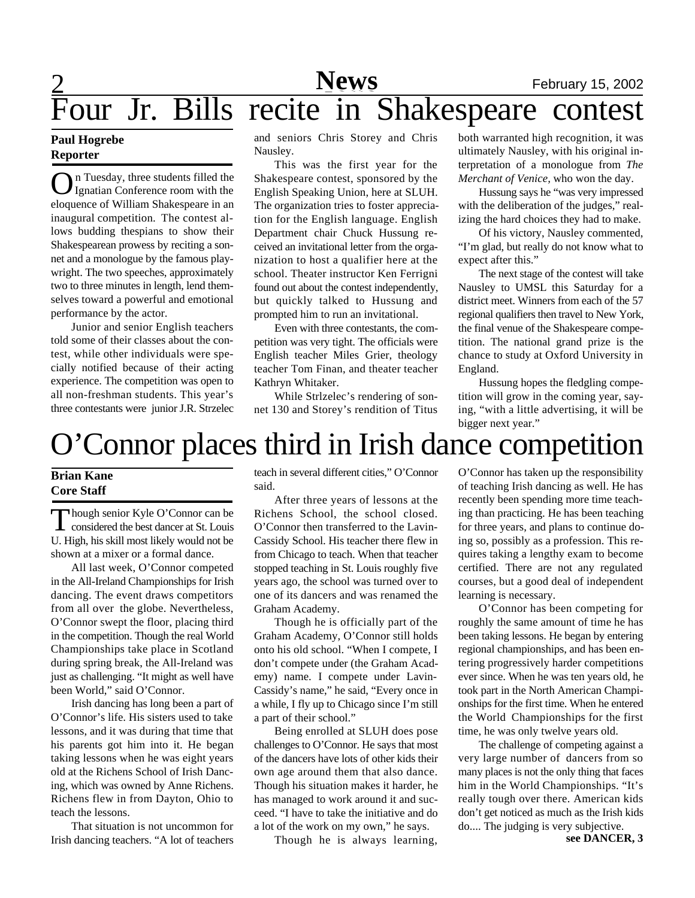# Four Jr. Bills recite in Shakespeare contest

**Paul Hogrebe**
**Reporter**

On Tuesday, three students filled the Ignatian Conference room with the eloquence of William Shakespeare in an inaugural competition. The contest allows budding thespians to show their Shakespearean prowess by reciting a sonnet and a monologue by the famous playwright. The two speeches, approximately two to three minutes in length, lend themselves toward a powerful and emotional performance by the actor.

Junior and senior English teachers told some of their classes about the contest, while other individuals were specially notified because of their acting experience. The competition was open to all non-freshman students. This year's three contestants were junior J.R. Strzelec and seniors Chris Storey and Chris Nausley.

This was the first year for the Shakespeare contest, sponsored by the English Speaking Union, here at SLUH. The organization tries to foster appreciation for the English language. English Department chair Chuck Hussung received an invitational letter from the organization to host a qualifier here at the school. Theater instructor Ken Ferrigni found out about the contest independently, but quickly talked to Hussung and prompted him to run an invitational.

Even with three contestants, the competition was very tight. The officials were English teacher Miles Grier, theology teacher Tom Finan, and theater teacher Kathryn Whitaker.

While Strlzelec's rendering of sonnet 130 and Storey's rendition of Titus both warranted high recognition, it was ultimately Nausley, with his original interpretation of a monologue from *The Merchant of Venice*, who won the day.

Hussung says he "was very impressed with the deliberation of the judges," realizing the hard choices they had to make.

Of his victory, Nausley commented, "I'm glad, but really do not know what to expect after this."

The next stage of the contest will take Nausley to UMSL this Saturday for a district meet. Winners from each of the 57 regional qualifiers then travel to New York, the final venue of the Shakespeare competition. The national grand prize is the chance to study at Oxford University in England.

Hussung hopes the fledgling competition will grow in the coming year, saying, "with a little advertising, it will be bigger next year."

# O'Connor places third in Irish dance competition

**Brian Kane**
**Core Staff**

Though senior Kyle O'Connor can be considered the best dancer at St. Louis U. High, his skill most likely would not be shown at a mixer or a formal dance.

All last week, O'Connor competed in the All-Ireland Championships for Irish dancing. The event draws competitors from all over the globe. Nevertheless, O'Connor swept the floor, placing third in the competition. Though the real World Championships take place in Scotland during spring break, the All-Ireland was just as challenging. "It might as well have been World," said O'Connor.

Irish dancing has long been a part of O'Connor's life. His sisters used to take lessons, and it was during that time that his parents got him into it. He began taking lessons when he was eight years old at the Richens School of Irish Dancing, which was owned by Anne Richens. Richens flew in from Dayton, Ohio to teach the lessons.

That situation is not uncommon for Irish dancing teachers. "A lot of teachers teach in several different cities," O'Connor said.

After three years of lessons at the Richens School, the school closed. O'Connor then transferred to the Lavin-Cassidy School. His teacher there flew in from Chicago to teach. When that teacher stopped teaching in St. Louis roughly five years ago, the school was turned over to one of its dancers and was renamed the Graham Academy.

Though he is officially part of the Graham Academy, O'Connor still holds onto his old school. "When I compete, I don't compete under (the Graham Academy) name. I compete under Lavin-Cassidy's name," he said, "Every once in a while, I fly up to Chicago since I'm still a part of their school."

Being enrolled at SLUH does pose challenges to O'Connor. He says that most of the dancers have lots of other kids their own age around them that also dance. Though his situation makes it harder, he has managed to work around it and succeed. "I have to take the initiative and do a lot of the work on my own," he says.

Though he is always learning, O'Connor has taken up the responsibility of teaching Irish dancing as well. He has recently been spending more time teaching than practicing. He has been teaching for three years, and plans to continue doing so, possibly as a profession. This requires taking a lengthy exam to become certified. There are not any regulated courses, but a good deal of independent learning is necessary.

O'Connor has been competing for roughly the same amount of time he has been taking lessons. He began by entering regional championships, and has been entering progressively harder competitions ever since. When he was ten years old, he took part in the North American Championships for the first time. When he entered the World Championships for the first time, he was only twelve years old.

The challenge of competing against a very large number of dancers from so many places is not the only thing that faces him in the World Championships. "It's really tough over there. American kids don't get noticed as much as the Irish kids do.... The judging is very subjective.

**see DANCER, 3**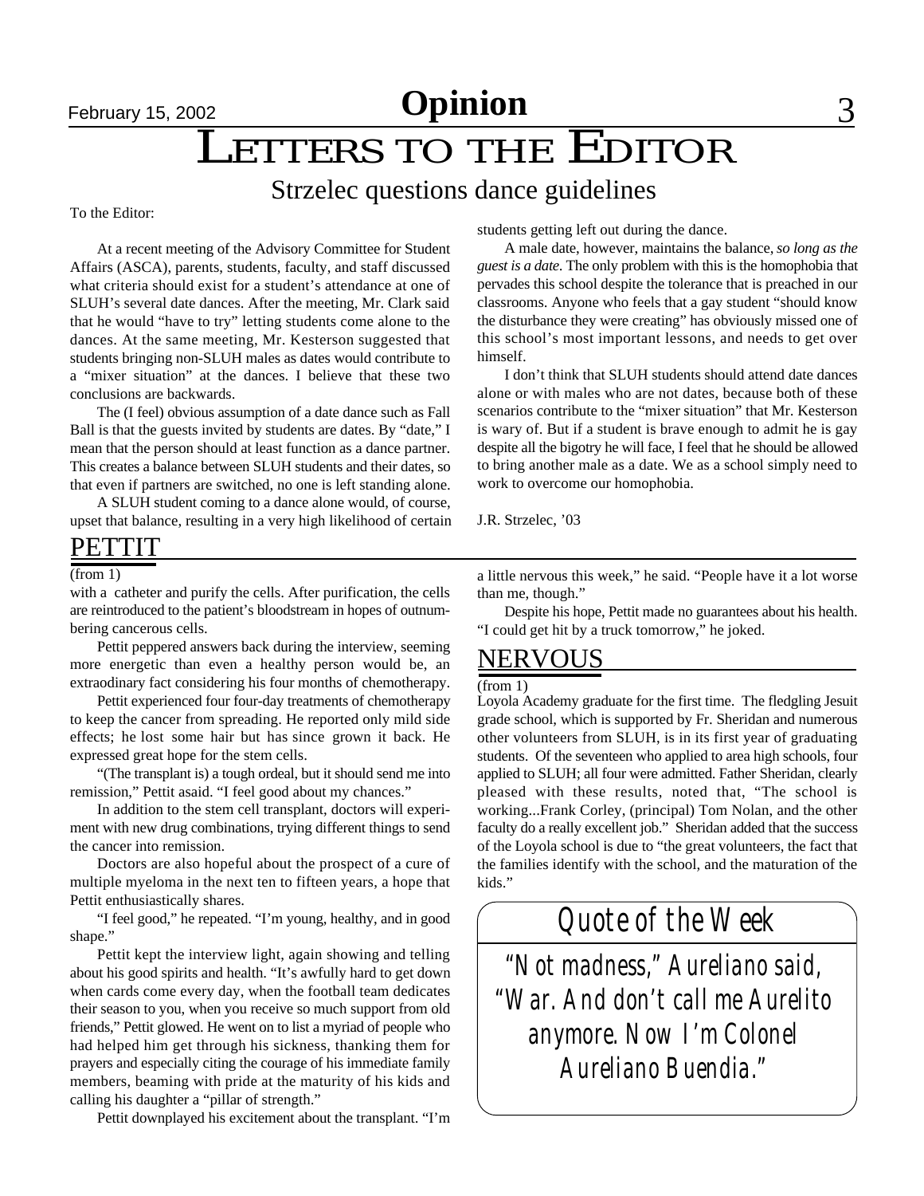# Opinion

# LETTERS TO THE EDITOR

## Strzelec questions dance guidelines

To the Editor:

At a recent meeting of the Advisory Committee for Student Affairs (ASCA), parents, students, faculty, and staff discussed what criteria should exist for a student's attendance at one of SLUH's several date dances. After the meeting, Mr. Clark said that he would "have to try" letting students come alone to the dances. At the same meeting, Mr. Kesterson suggested that students bringing non-SLUH males as dates would contribute to a "mixer situation" at the dances. I believe that these two conclusions are backwards.

The (I feel) obvious assumption of a date dance such as Fall Ball is that the guests invited by students are dates. By "date," I mean that the person should at least function as a dance partner. This creates a balance between SLUH students and their dates, so that even if partners are switched, no one is left standing alone.

A SLUH student coming to a dance alone would, of course, upset that balance, resulting in a very high likelihood of certain students getting left out during the dance.

A male date, however, maintains the balance, *so long as the guest is a date*. The only problem with this is the homophobia that pervades this school despite the tolerance that is preached in our classrooms. Anyone who feels that a gay student "should know the disturbance they were creating" has obviously missed one of this school's most important lessons, and needs to get over himself.

I don't think that SLUH students should attend date dances alone or with males who are not dates, because both of these scenarios contribute to the "mixer situation" that Mr. Kesterson is wary of. But if a student is brave enough to admit he is gay despite all the bigotry he will face, I feel that he should be allowed to bring another male as a date. We as a school simply need to work to overcome our homophobia.

J.R. Strzelec, '03

## PETTIT

(from 1)

with a catheter and purify the cells. After purification, the cells are reintroduced to the patient's bloodstream in hopes of outnumbering cancerous cells.

Pettit peppered answers back during the interview, seeming more energetic than even a healthy person would be, an extraodinary fact considering his four months of chemotherapy.

Pettit experienced four four-day treatments of chemotherapy to keep the cancer from spreading. He reported only mild side effects; he lost some hair but has since grown it back. He expressed great hope for the stem cells.

"(The transplant is) a tough ordeal, but it should send me into remission," Pettit asaid. "I feel good about my chances."

In addition to the stem cell transplant, doctors will experiment with new drug combinations, trying different things to send the cancer into remission.

Doctors are also hopeful about the prospect of a cure of multiple myeloma in the next ten to fifteen years, a hope that Pettit enthusiastically shares.

"I feel good," he repeated. "I'm young, healthy, and in good shape."

Pettit kept the interview light, again showing and telling about his good spirits and health. "It's awfully hard to get down when cards come every day, when the football team dedicates their season to you, when you receive so much support from old friends," Pettit glowed. He went on to list a myriad of people who had helped him get through his sickness, thanking them for prayers and especially citing the courage of his immediate family members, beaming with pride at the maturity of his kids and calling his daughter a "pillar of strength."

Pettit downplayed his excitement about the transplant. "I'm a little nervous this week," he said. "People have it a lot worse than me, though."

Despite his hope, Pettit made no guarantees about his health. "I could get hit by a truck tomorrow," he joked.

## NERVOUS

(from 1)

Loyola Academy graduate for the first time. The fledgling Jesuit grade school, which is supported by Fr. Sheridan and numerous other volunteers from SLUH, is in its first year of graduating students. Of the seventeen who applied to area high schools, four applied to SLUH; all four were admitted. Father Sheridan, clearly pleased with these results, noted that, "The school is working...Frank Corley, (principal) Tom Nolan, and the other faculty do a really excellent job." Sheridan added that the success of the Loyola school is due to "the great volunteers, the fact that the families identify with the school, and the maturation of the kids."

## Quote of the Week

"Not madness," Aureliano said, "War. And don't call me Aurelito anymore. Now I'm Colonel Aureliano Buendia."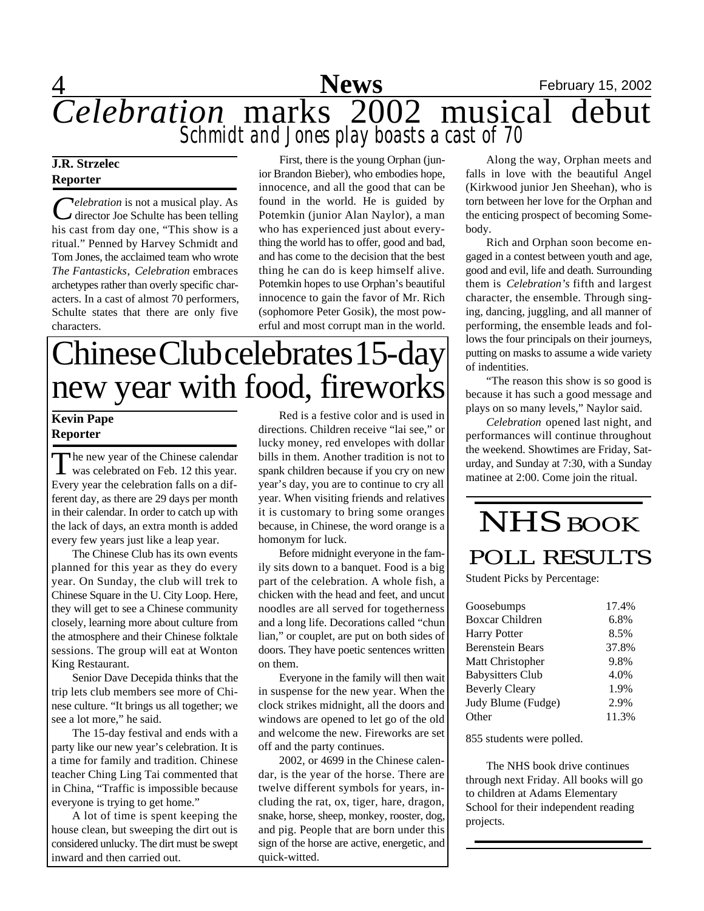# *Celebration* marks 2002 musical debut

## Schmidt and Jones play boasts a cast of 70

**J.R. Strzelec**
**Reporter**

*Celebration* is not a musical play. As director Joe Schulte has been telling his cast from day one, "This show is a ritual." Penned by Harvey Schmidt and Tom Jones, the acclaimed team who wrote *The Fantasticks*, *Celebration* embraces archetypes rather than overly specific characters. In a cast of almost 70 performers, Schulte states that there are only five characters.

First, there is the young Orphan (junior Brandon Bieber), who embodies hope, innocence, and all the good that can be found in the world. He is guided by Potemkin (junior Alan Naylor), a man who has experienced just about everything the world has to offer, good and bad, and has come to the decision that the best thing he can do is keep himself alive. Potemkin hopes to use Orphan's beautiful innocence to gain the favor of Mr. Rich (sophomore Peter Gosik), the most powerful and most corrupt man in the world.

Along the way, Orphan meets and falls in love with the beautiful Angel (Kirkwood junior Jen Sheehan), who is torn between her love for the Orphan and the enticing prospect of becoming Somebody.

Rich and Orphan soon become engaged in a contest between youth and age, good and evil, life and death. Surrounding them is *Celebration's* fifth and largest character, the ensemble. Through singing, dancing, juggling, and all manner of performing, the ensemble leads and follows the four principals on their journeys, putting on masks to assume a wide variety of indentities.

"The reason this show is so good is because it has such a good message and plays on so many levels," Naylor said.

*Celebration* opened last night, and performances will continue throughout the weekend. Showtimes are Friday, Saturday, and Sunday at 7:30, with a Sunday matinee at 2:00. Come join the ritual.

# Chinese Club celebrates 15-day new year with food, fireworks

**Kevin Pape**
**Reporter**

The new year of the Chinese calendar was celebrated on Feb. 12 this year. Every year the celebration falls on a different day, as there are 29 days per month in their calendar. In order to catch up with the lack of days, an extra month is added every few years just like a leap year.

The Chinese Club has its own events planned for this year as they do every year. On Sunday, the club will trek to Chinese Square in the U. City Loop. Here, they will get to see a Chinese community closely, learning more about culture from the atmosphere and their Chinese folktale sessions. The group will eat at Wonton King Restaurant.

Senior Dave Decepida thinks that the trip lets club members see more of Chinese culture. "It brings us all together; we see a lot more," he said.

The 15-day festival and ends with a party like our new year's celebration. It is a time for family and tradition. Chinese teacher Ching Ling Tai commented that in China, "Traffic is impossible because everyone is trying to get home."

A lot of time is spent keeping the house clean, but sweeping the dirt out is considered unlucky. The dirt must be swept inward and then carried out.

Red is a festive color and is used in directions. Children receive "lai see," or lucky money, red envelopes with dollar bills in them. Another tradition is not to spank children because if you cry on new year's day, you are to continue to cry all year. When visiting friends and relatives it is customary to bring some oranges because, in Chinese, the word orange is a homonym for luck.

Before midnight everyone in the family sits down to a banquet. Food is a big part of the celebration. A whole fish, a chicken with the head and feet, and uncut noodles are all served for togetherness and a long life. Decorations called "chun lian," or couplet, are put on both sides of doors. They have poetic sentences written on them.

Everyone in the family will then wait in suspense for the new year. When the clock strikes midnight, all the doors and windows are opened to let go of the old and welcome the new. Fireworks are set off and the party continues.

2002, or 4699 in the Chinese calendar, is the year of the horse. There are twelve different symbols for years, including the rat, ox, tiger, hare, dragon, snake, horse, sheep, monkey, rooster, dog, and pig. People that are born under this sign of the horse are active, energetic, and quick-witted.

# NHS BOOK POLL RESULTS

Student Picks by Percentage:

| Book | Percentage |
|---|---|
| Goosebumps | 17.4% |
| Boxcar Children | 6.8% |
| Harry Potter | 8.5% |
| Berenstein Bears | 37.8% |
| Matt Christopher | 9.8% |
| Babysitters Club | 4.0% |
| Beverly Cleary | 1.9% |
| Judy Blume (Fudge) | 2.9% |
| Other | 11.3% |

855 students were polled.

The NHS book drive continues through next Friday. All books will go to children at Adams Elementary School for their independent reading projects.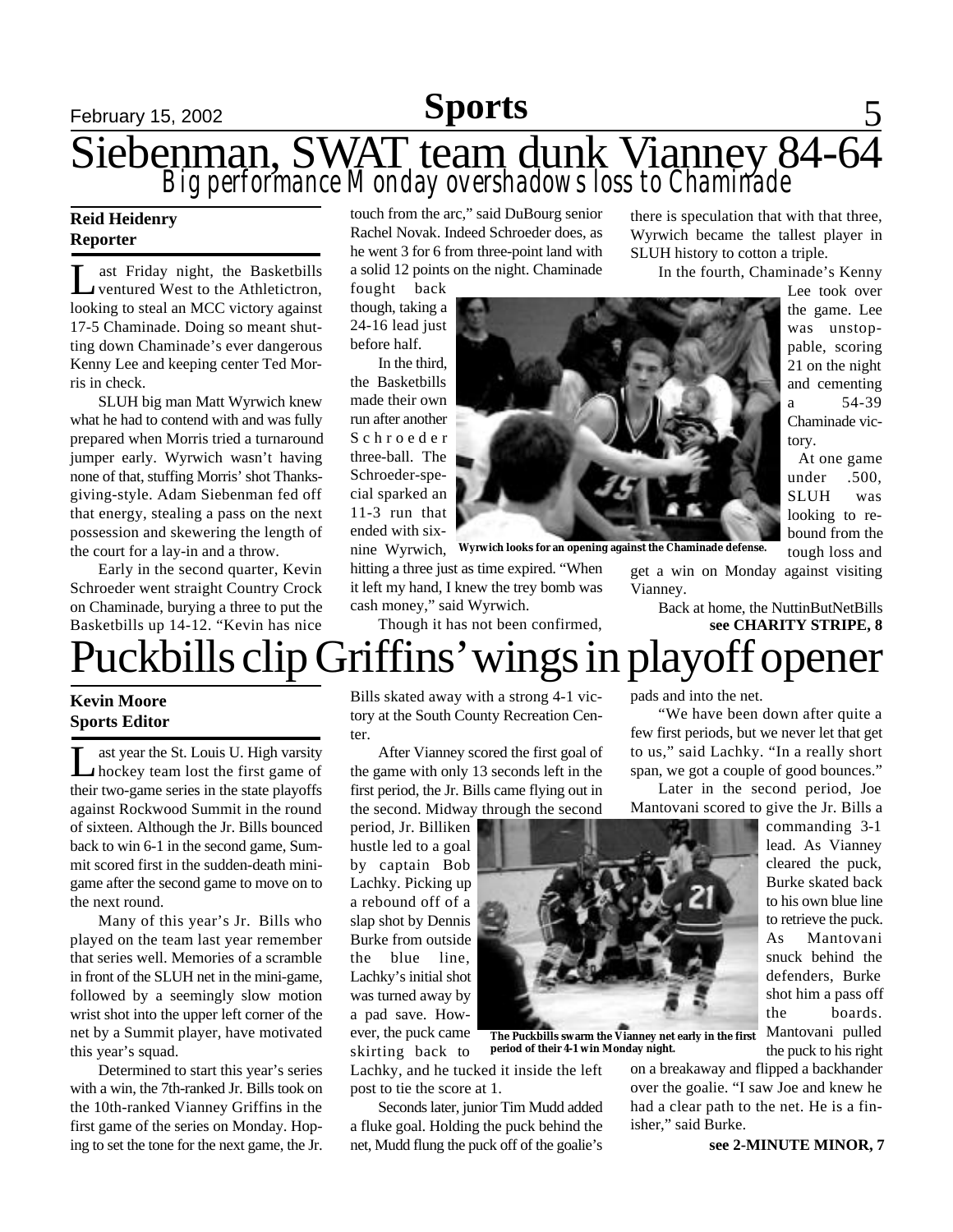# Siebenman, SWAT team dunk Vianney 84-64

## Big performance Monday overshadows loss to Chaminade

**Reid Heidenry**
**Reporter**

Last Friday night, the Basketbills ventured West to the Athletictron, looking to steal an MCC victory against 17-5 Chaminade. Doing so meant shutting down Chaminade's ever dangerous Kenny Lee and keeping center Ted Morris in check.

SLUH big man Matt Wyrwich knew what he had to contend with and was fully prepared when Morris tried a turnaround jumper early. Wyrwich wasn't having none of that, stuffing Morris' shot Thanksgiving-style. Adam Siebenman fed off that energy, stealing a pass on the next possession and skewering the length of the court for a lay-in and a throw.

Early in the second quarter, Kevin Schroeder went straight Country Crock on Chaminade, burying a three to put the Basketbills up 14-12. "Kevin has nice touch from the arc," said DuBourg senior Rachel Novak. Indeed Schroeder does, as he went 3 for 6 from three-point land with a solid 12 points on the night. Chaminade fought back though, taking a 24-16 lead just before half.

In the third, the Basketbills made their own run after another Schroeder three-ball. The Schroeder-special sparked an 11-3 run that ended with six-nine Wyrwich, hitting a three just as time expired. "When it left my hand, I knew the trey bomb was cash money," said Wyrwich.

Wyrwich looks for an opening against the Chaminade defense.

Though it has not been confirmed, there is speculation that with that three, Wyrwich became the tallest player in SLUH history to cotton a triple.

In the fourth, Chaminade's Kenny Lee took over the game. Lee was unstoppable, scoring 21 on the night and cementing a 54-39 Chaminade victory.

At one game under .500, SLUH was looking to rebound from the tough loss and get a win on Monday against visiting Vianney.

Back at home, the NuttinButNetBills

**see CHARITY STRIPE, 8**

# Puckbills clip Griffins' wings in playoff opener

**Kevin Moore**
**Sports Editor**

Last year the St. Louis U. High varsity hockey team lost the first game of their two-game series in the state playoffs against Rockwood Summit in the round of sixteen. Although the Jr. Bills bounced back to win 6-1 in the second game, Summit scored first in the sudden-death minigame after the second game to move on to the next round.

Many of this year's Jr. Bills who played on the team last year remember that series well. Memories of a scramble in front of the SLUH net in the mini-game, followed by a seemingly slow motion wrist shot into the upper left corner of the net by a Summit player, have motivated this year's squad.

Determined to start this year's series with a win, the 7th-ranked Jr. Bills took on the 10th-ranked Vianney Griffins in the first game of the series on Monday. Hoping to set the tone for the next game, the Jr. Bills skated away with a strong 4-1 victory at the South County Recreation Center.

After Vianney scored the first goal of the game with only 13 seconds left in the first period, the Jr. Bills came flying out in the second. Midway through the second period, Jr. Billiken hustle led to a goal by captain Bob Lachky. Picking up a rebound off of a slap shot by Dennis Burke from outside the blue line, Lachky's initial shot was turned away by a pad save. However, the puck came skirting back to Lachky, and he tucked it inside the left post to tie the score at 1.

The Puckbills swarm the Vianney net early in the first period of their 4-1 win Monday night.

Seconds later, junior Tim Mudd added a fluke goal. Holding the puck behind the net, Mudd flung the puck off of the goalie's pads and into the net.

"We have been down after quite a few first periods, but we never let that get to us," said Lachky. "In a really short span, we got a couple of good bounces."

Later in the second period, Joe Mantovani scored to give the Jr. Bills a commanding 3-1 lead. As Vianney cleared the puck, Burke skated back to his own blue line to retrieve the puck. As Mantovani snuck behind the defenders, Burke shot him a pass off the boards. Mantovani pulled the puck to his right on a breakaway and flipped a backhander over the goalie. "I saw Joe and knew he had a clear path to the net. He is a finisher," said Burke.

**see 2-MINUTE MINOR, 7**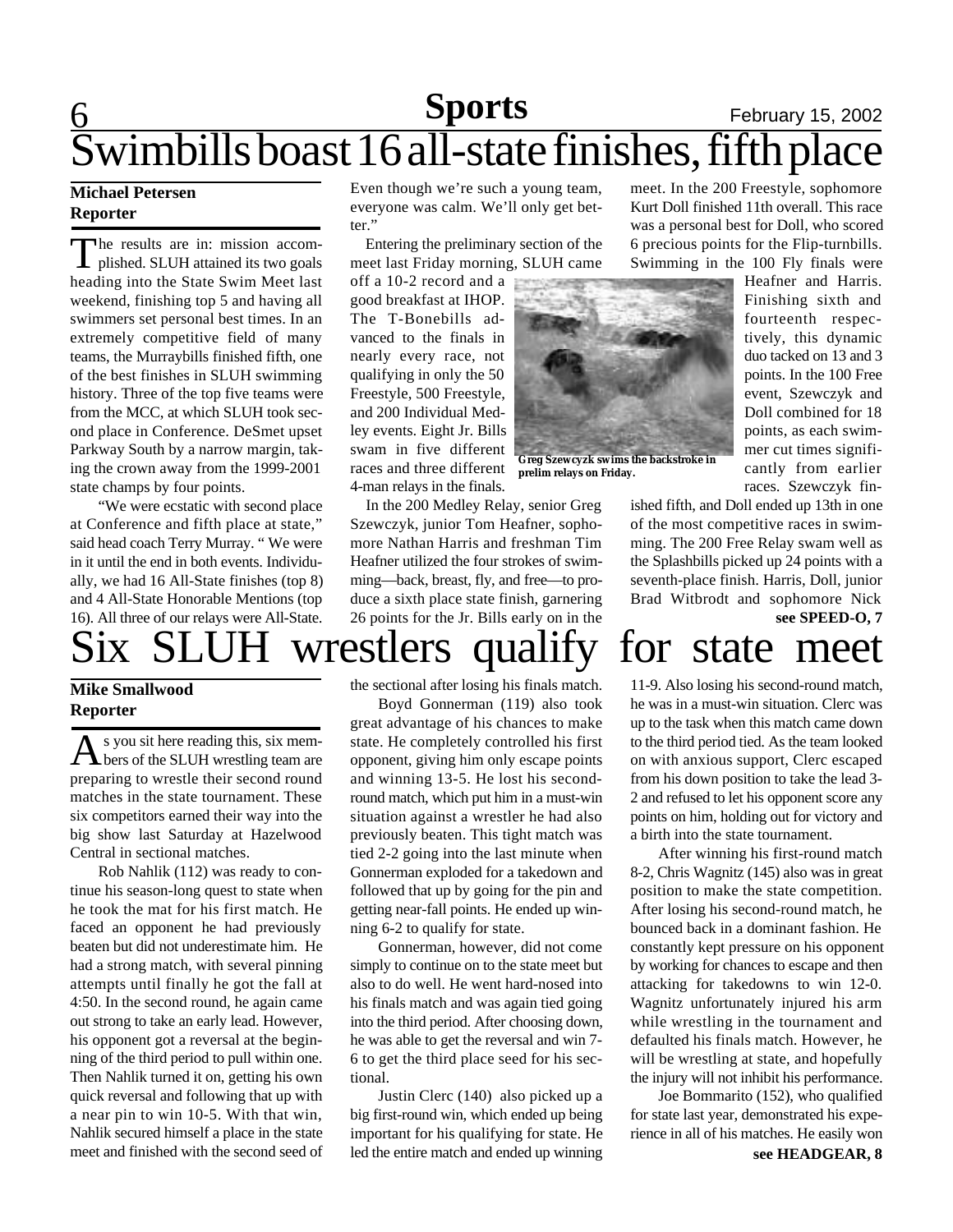# Swimbills boast 16 all-state finishes, fifth place

**Michael Petersen**
**Reporter**

The results are in: mission accomplished. SLUH attained its two goals heading into the State Swim Meet last weekend, finishing top 5 and having all swimmers set personal best times. In an extremely competitive field of many teams, the Murraybills finished fifth, one of the best finishes in SLUH swimming history. Three of the top five teams were from the MCC, at which SLUH took second place in Conference. DeSmet upset Parkway South by a narrow margin, taking the crown away from the 1999-2001 state champs by four points.

"We were ecstatic with second place at Conference and fifth place at state," said head coach Terry Murray. " We were in it until the end in both events. Individually, we had 16 All-State finishes (top 8) and 4 All-State Honorable Mentions (top 16). All three of our relays were All-State. Even though we're such a young team, everyone was calm. We'll only get better."

Entering the preliminary section of the meet last Friday morning, SLUH came off a 10-2 record and a good breakfast at IHOP. The T-Bonebills advanced to the finals in nearly every race, not qualifying in only the 50 Freestyle, 500 Freestyle, and 200 Individual Medley events. Eight Jr. Bills swam in five different races and three different 4-man relays in the finals.

Greg Szewcyzk swims the backstroke in prelim relays on Friday.

In the 200 Medley Relay, senior Greg Szewczyk, junior Tom Heafner, sophomore Nathan Harris and freshman Tim Heafner utilized the four strokes of swimming—back, breast, fly, and free—to produce a sixth place state finish, garnering 26 points for the Jr. Bills early on in the meet. In the 200 Freestyle, sophomore Kurt Doll finished 11th overall. This race was a personal best for Doll, who scored 6 precious points for the Flip-turnbills. Swimming in the 100 Fly finals were Heafner and Harris. Finishing sixth and fourteenth respectively, this dynamic duo tacked on 13 and 3 points. In the 100 Free event, Szewczyk and Doll combined for 18 points, as each swimmer cut times significantly from earlier races. Szewczyk finished fifth, and Doll ended up 13th in one of the most competitive races in swimming. The 200 Free Relay swam well as the Splashbills picked up 24 points with a seventh-place finish. Harris, Doll, junior Brad Witbrodt and sophomore Nick

**see SPEED-O, 7**

# Six SLUH wrestlers qualify for state meet

**Mike Smallwood**
**Reporter**

As you sit here reading this, six members of the SLUH wrestling team are preparing to wrestle their second round matches in the state tournament. These six competitors earned their way into the big show last Saturday at Hazelwood Central in sectional matches.

Rob Nahlik (112) was ready to continue his season-long quest to state when he took the mat for his first match. He faced an opponent he had previously beaten but did not underestimate him. He had a strong match, with several pinning attempts until finally he got the fall at 4:50. In the second round, he again came out strong to take an early lead. However, his opponent got a reversal at the beginning of the third period to pull within one. Then Nahlik turned it on, getting his own quick reversal and following that up with a near pin to win 10-5. With that win, Nahlik secured himself a place in the state meet and finished with the second seed of the sectional after losing his finals match.

Boyd Gonnerman (119) also took great advantage of his chances to make state. He completely controlled his first opponent, giving him only escape points and winning 13-5. He lost his second-round match, which put him in a must-win situation against a wrestler he had also previously beaten. This tight match was tied 2-2 going into the last minute when Gonnerman exploded for a takedown and followed that up by going for the pin and getting near-fall points. He ended up winning 6-2 to qualify for state.

Gonnerman, however, did not come simply to continue on to the state meet but also to do well. He went hard-nosed into his finals match and was again tied going into the third period. After choosing down, he was able to get the reversal and win 7-6 to get the third place seed for his sectional.

Justin Clerc (140) also picked up a big first-round win, which ended up being important for his qualifying for state. He led the entire match and ended up winning 11-9. Also losing his second-round match, he was in a must-win situation. Clerc was up to the task when this match came down to the third period tied. As the team looked on with anxious support, Clerc escaped from his down position to take the lead 3-2 and refused to let his opponent score any points on him, holding out for victory and a birth into the state tournament.

After winning his first-round match 8-2, Chris Wagnitz (145) also was in great position to make the state competition. After losing his second-round match, he bounced back in a dominant fashion. He constantly kept pressure on his opponent by working for chances to escape and then attacking for takedowns to win 12-0. Wagnitz unfortunately injured his arm while wrestling in the tournament and defaulted his finals match. However, he will be wrestling at state, and hopefully the injury will not inhibit his performance.

Joe Bommarito (152), who qualified for state last year, demonstrated his experience in all of his matches. He easily won

**see HEADGEAR, 8**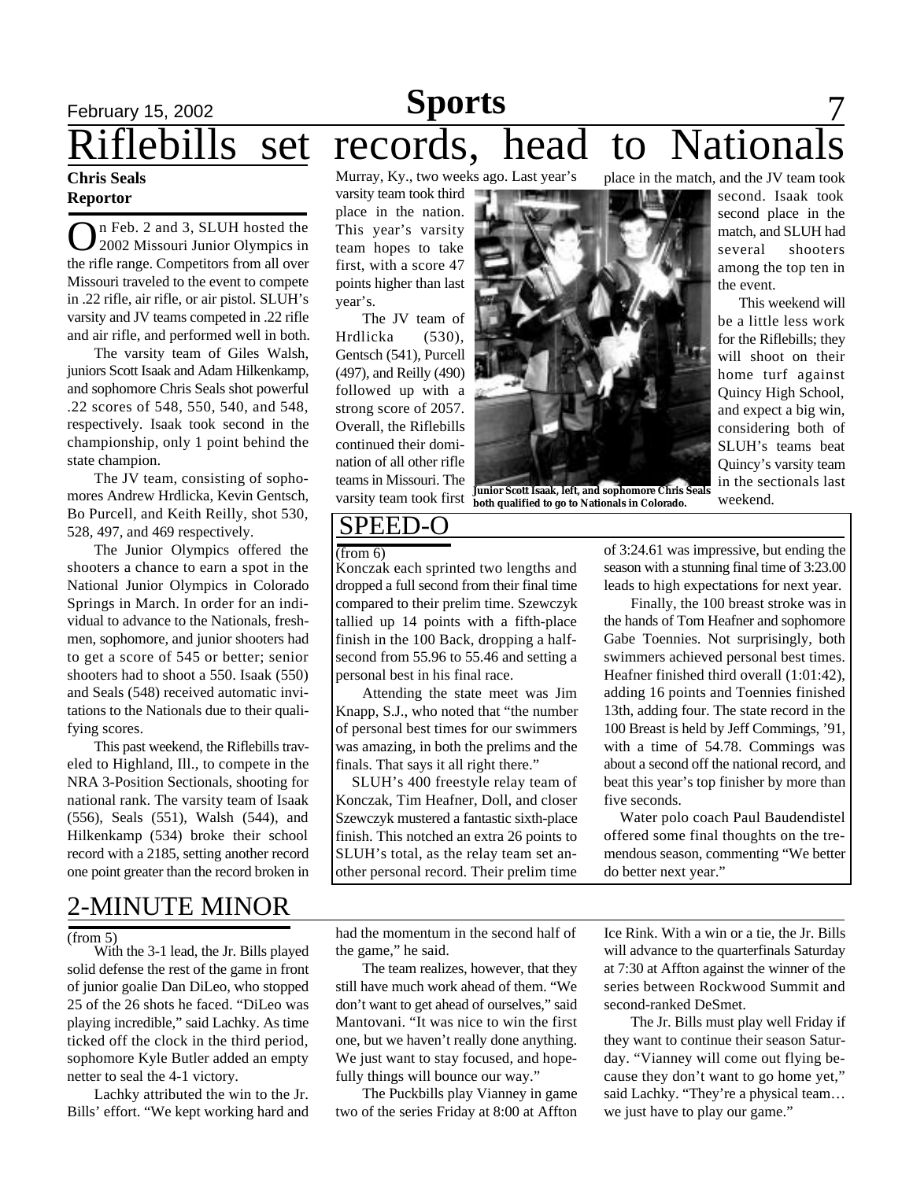# Riflebills set records, head to Nationals

**Chris Seals**
**Reportor**

On Feb. 2 and 3, SLUH hosted the 2002 Missouri Junior Olympics in the rifle range. Competitors from all over Missouri traveled to the event to compete in .22 rifle, air rifle, or air pistol. SLUH's varsity and JV teams competed in .22 rifle and air rifle, and performed well in both.

The varsity team of Giles Walsh, juniors Scott Isaak and Adam Hilkenkamp, and sophomore Chris Seals shot powerful .22 scores of 548, 550, 540, and 548, respectively. Isaak took second in the championship, only 1 point behind the state champion.

The JV team, consisting of sophomores Andrew Hrdlicka, Kevin Gentsch, Bo Purcell, and Keith Reilly, shot 530, 528, 497, and 469 respectively.

The Junior Olympics offered the shooters a chance to earn a spot in the National Junior Olympics in Colorado Springs in March. In order for an individual to advance to the Nationals, freshmen, sophomore, and junior shooters had to get a score of 545 or better; senior shooters had to shoot a 550. Isaak (550) and Seals (548) received automatic invitations to the Nationals due to their qualifying scores.

This past weekend, the Riflebills traveled to Highland, Ill., to compete in the NRA 3-Position Sectionals, shooting for national rank. The varsity team of Isaak (556), Seals (551), Walsh (544), and Hilkenkamp (534) broke their school record with a 2185, setting another record one point greater than the record broken in Murray, Ky., two weeks ago. Last year's varsity team took third place in the nation. This year's varsity team hopes to take first, with a score 47 points higher than last year's.

The JV team of Hrdlicka (530), Gentsch (541), Purcell (497), and Reilly (490) followed up with a strong score of 2057. Overall, the Riflebills continued their domination of all other rifle teams in Missouri. The varsity team took first place in the match, and the JV team took second. Isaak took second place in the match, and SLUH had several shooters among the top ten in the event.

**Junior Scott Isaak, left, and sophomore Chris Seals both qualified to go to Nationals in Colorado.**

This weekend will be a little less work for the Riflebills; they will shoot on their home turf against Quincy High School, and expect a big win, considering both of SLUH's teams beat Quincy's varsity team in the sectionals last weekend.

## SPEED-O

(from 6)

Konczak each sprinted two lengths and dropped a full second from their final time compared to their prelim time. Szewczyk tallied up 14 points with a fifth-place finish in the 100 Back, dropping a half-second from 55.96 to 55.46 and setting a personal best in his final race.

Attending the state meet was Jim Knapp, S.J., who noted that "the number of personal best times for our swimmers was amazing, in both the prelims and the finals. That says it all right there."

SLUH's 400 freestyle relay team of Konczak, Tim Heafner, Doll, and closer Szewczyk mustered a fantastic sixth-place finish. This notched an extra 26 points to SLUH's total, as the relay team set another personal record. Their prelim time of 3:24.61 was impressive, but ending the season with a stunning final time of 3:23.00 leads to high expectations for next year.

Finally, the 100 breast stroke was in the hands of Tom Heafner and sophomore Gabe Toennies. Not surprisingly, both swimmers achieved personal best times. Heafner finished third overall (1:01:42), adding 16 points and Toennies finished 13th, adding four. The state record in the 100 Breast is held by Jeff Commings, '91, with a time of 54.78. Commings was about a second off the national record, and beat this year's top finisher by more than five seconds.

Water polo coach Paul Baudendistel offered some final thoughts on the tremendous season, commenting "We better do better next year."

## 2-MINUTE MINOR

(from 5)

With the 3-1 lead, the Jr. Bills played solid defense the rest of the game in front of junior goalie Dan DiLeo, who stopped 25 of the 26 shots he faced. "DiLeo was playing incredible," said Lachky. As time ticked off the clock in the third period, sophomore Kyle Butler added an empty netter to seal the 4-1 victory.

Lachky attributed the win to the Jr. Bills' effort. "We kept working hard and had the momentum in the second half of the game," he said.

The team realizes, however, that they still have much work ahead of them. "We don't want to get ahead of ourselves," said Mantovani. "It was nice to win the first one, but we haven't really done anything. We just want to stay focused, and hopefully things will bounce our way."

The Puckbills play Vianney in game two of the series Friday at 8:00 at Affton Ice Rink. With a win or a tie, the Jr. Bills will advance to the quarterfinals Saturday at 7:30 at Affton against the winner of the series between Rockwood Summit and second-ranked DeSmet.

The Jr. Bills must play well Friday if they want to continue their season Saturday. "Vianney will come out flying because they don't want to go home yet," said Lachky. "They're a physical team… we just have to play our game."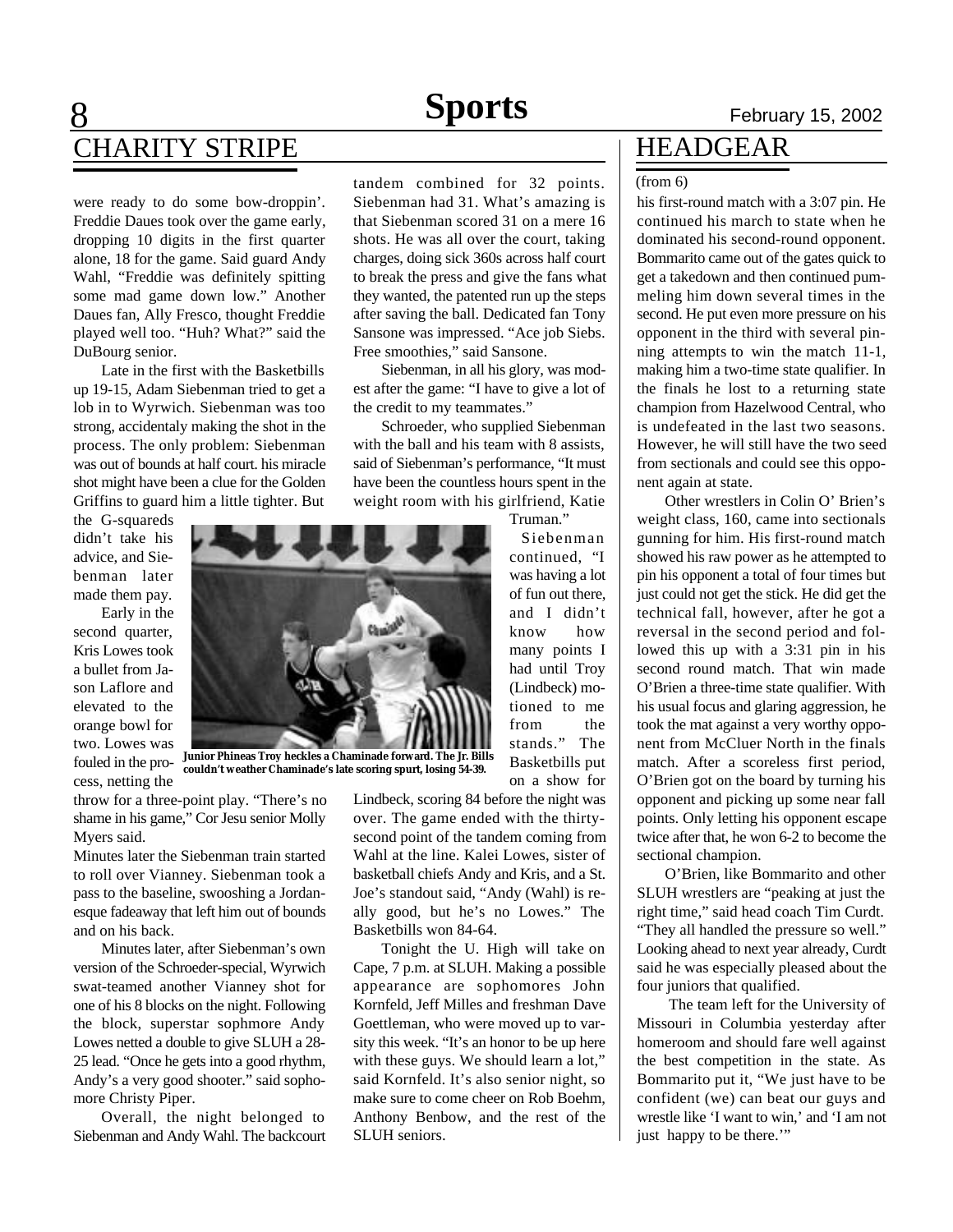## CHARITY STRIPE

were ready to do some bow-droppin'. Freddie Daues took over the game early, dropping 10 digits in the first quarter alone, 18 for the game. Said guard Andy Wahl, "Freddie was definitely spitting some mad game down low." Another Daues fan, Ally Fresco, thought Freddie played well too. "Huh? What?" said the DuBourg senior.

Late in the first with the Basketbills up 19-15, Adam Siebenman tried to get a lob in to Wyrwich. Siebenman was too strong, accidentaly making the shot in the process. The only problem: Siebenman was out of bounds at half court. his miracle shot might have been a clue for the Golden Griffins to guard him a little tighter. But the G-squareds didn't take his advice, and Siebenman later made them pay.

Early in the second quarter, Kris Lowes took a bullet from Jason Laflore and elevated to the orange bowl for two. Lowes was fouled in the process, netting the throw for a three-point play. "There's no shame in his game," Cor Jesu senior Molly Myers said.

Minutes later the Siebenman train started to roll over Vianney. Siebenman took a pass to the baseline, swooshing a Jordan-esque fadeaway that left him out of bounds and on his back.

Minutes later, after Siebenman's own version of the Schroeder-special, Wyrwich swat-teamed another Vianney shot for one of his 8 blocks on the night. Following the block, superstar sophmore Andy Lowes netted a double to give SLUH a 28-25 lead. "Once he gets into a good rhythm, Andy's a very good shooter." said sophomore Christy Piper.

Overall, the night belonged to Siebenman and Andy Wahl. The backcourt tandem combined for 32 points. Siebenman had 31. What's amazing is that Siebenman scored 31 on a mere 16 shots. He was all over the court, taking charges, doing sick 360s across half court to break the press and give the fans what they wanted, the patented run up the steps after saving the ball. Dedicated fan Tony Sansone was impressed. "Ace job Siebs. Free smoothies," said Sansone.

Siebenman, in all his glory, was modest after the game: "I have to give a lot of the credit to my teammates."

Schroeder, who supplied Siebenman with the ball and his team with 8 assists, said of Siebenman's performance, "It must have been the countless hours spent in the weight room with his girlfriend, Katie Truman."

Siebenman continued, "I was having a lot of fun out there, and I didn't know how many points I had until Troy (Lindbeck) motioned to me from the stands." The Basketbills put on a show for Lindbeck, scoring 84 before the night was over. The game ended with the thirty-second point of the tandem coming from Wahl at the line. Kalei Lowes, sister of basketball chiefs Andy and Kris, and a St. Joe's standout said, "Andy (Wahl) is really good, but he's no Lowes." The Basketbills won 84-64.

**Junior Phineas Troy heckles a Chaminade forward. The Jr. Bills couldn't weather Chaminade's late scoring spurt, losing 54-39.**

Tonight the U. High will take on Cape, 7 p.m. at SLUH. Making a possible appearance are sophomores John Kornfeld, Jeff Milles and freshman Dave Goettleman, who were moved up to varsity this week. "It's an honor to be up here with these guys. We should learn a lot," said Kornfeld. It's also senior night, so make sure to come cheer on Rob Boehm, Anthony Benbow, and the rest of the SLUH seniors.

## HEADGEAR

(from 6)

his first-round match with a 3:07 pin. He continued his march to state when he dominated his second-round opponent. Bommarito came out of the gates quick to get a takedown and then continued pummeling him down several times in the second. He put even more pressure on his opponent in the third with several pinning attempts to win the match 11-1, making him a two-time state qualifier. In the finals he lost to a returning state champion from Hazelwood Central, who is undefeated in the last two seasons. However, he will still have the two seed from sectionals and could see this opponent again at state.

Other wrestlers in Colin O' Brien's weight class, 160, came into sectionals gunning for him. His first-round match showed his raw power as he attempted to pin his opponent a total of four times but just could not get the stick. He did get the technical fall, however, after he got a reversal in the second period and followed this up with a 3:31 pin in his second round match. That win made O'Brien a three-time state qualifier. With his usual focus and glaring aggression, he took the mat against a very worthy opponent from McCluer North in the finals match. After a scoreless first period, O'Brien got on the board by turning his opponent and picking up some near fall points. Only letting his opponent escape twice after that, he won 6-2 to become the sectional champion.

O'Brien, like Bommarito and other SLUH wrestlers are "peaking at just the right time," said head coach Tim Curdt. "They all handled the pressure so well." Looking ahead to next year already, Curdt said he was especially pleased about the four juniors that qualified.

The team left for the University of Missouri in Columbia yesterday after homeroom and should fare well against the best competition in the state. As Bommarito put it, "We just have to be confident (we) can beat our guys and wrestle like 'I want to win,' and 'I am not just happy to be there.'"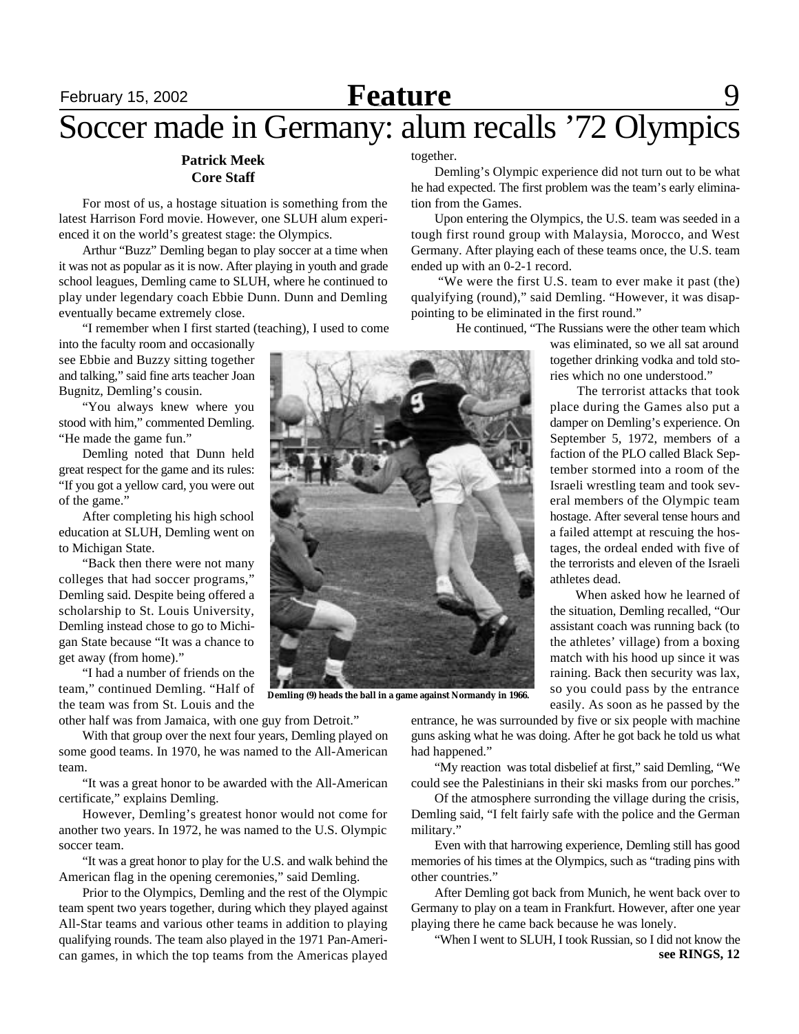# Soccer made in Germany: alum recalls '72 Olympics

**Patrick Meek**
**Core Staff**

For most of us, a hostage situation is something from the latest Harrison Ford movie. However, one SLUH alum experienced it on the world's greatest stage: the Olympics.

Arthur "Buzz" Demling began to play soccer at a time when it was not as popular as it is now. After playing in youth and grade school leagues, Demling came to SLUH, where he continued to play under legendary coach Ebbie Dunn. Dunn and Demling eventually became extremely close.

"I remember when I first started (teaching), I used to come into the faculty room and occasionally see Ebbie and Buzzy sitting together and talking," said fine arts teacher Joan Bugnitz, Demling's cousin.

"You always knew where you stood with him," commented Demling. "He made the game fun."

Demling noted that Dunn held great respect for the game and its rules: "If you got a yellow card, you were out of the game."

After completing his high school education at SLUH, Demling went on to Michigan State.

"Back then there were not many colleges that had soccer programs," Demling said. Despite being offered a scholarship to St. Louis University, Demling instead chose to go to Michigan State because "It was a chance to get away (from home)."

"I had a number of friends on the team," continued Demling. "Half of the team was from St. Louis and the other half was from Jamaica, with one guy from Detroit."

With that group over the next four years, Demling played on some good teams. In 1970, he was named to the All-American team.

"It was a great honor to be awarded with the All-American certificate," explains Demling.

However, Demling's greatest honor would not come for another two years. In 1972, he was named to the U.S. Olympic soccer team.

"It was a great honor to play for the U.S. and walk behind the American flag in the opening ceremonies," said Demling.

Prior to the Olympics, Demling and the rest of the Olympic team spent two years together, during which they played against All-Star teams and various other teams in addition to playing qualifying rounds. The team also played in the 1971 Pan-American games, in which the top teams from the Americas played together.

Demling's Olympic experience did not turn out to be what he had expected. The first problem was the team's early elimination from the Games.

Upon entering the Olympics, the U.S. team was seeded in a tough first round group with Malaysia, Morocco, and West Germany. After playing each of these teams once, the U.S. team ended up with an 0-2-1 record.

"We were the first U.S. team to ever make it past (the) qualyifying (round)," said Demling. "However, it was disappointing to be eliminated in the first round."

He continued, "The Russians were the other team which was eliminated, so we all sat around together drinking vodka and told stories which no one understood."

Demling (9) heads the ball in a game against Normandy in 1966.

The terrorist attacks that took place during the Games also put a damper on Demling's experience. On September 5, 1972, members of a faction of the PLO called Black September stormed into a room of the Israeli wrestling team and took several members of the Olympic team hostage. After several tense hours and a failed attempt at rescuing the hostages, the ordeal ended with five of the terrorists and eleven of the Israeli athletes dead.

When asked how he learned of the situation, Demling recalled, "Our assistant coach was running back (to the athletes' village) from a boxing match with his hood up since it was raining. Back then security was lax, so you could pass by the entrance easily. As soon as he passed by the entrance, he was surrounded by five or six people with machine guns asking what he was doing. After he got back he told us what had happened."

"My reaction was total disbelief at first," said Demling, "We could see the Palestinians in their ski masks from our porches."

Of the atmosphere surrounding the village during the crisis, Demling said, "I felt fairly safe with the police and the German military."

Even with that harrowing experience, Demling still has good memories of his times at the Olympics, such as "trading pins with other countries."

After Demling got back from Munich, he went back over to Germany to play on a team in Frankfurt. However, after one year playing there he came back because he was lonely.

"When I went to SLUH, I took Russian, so I did not know the

**see RINGS, 12**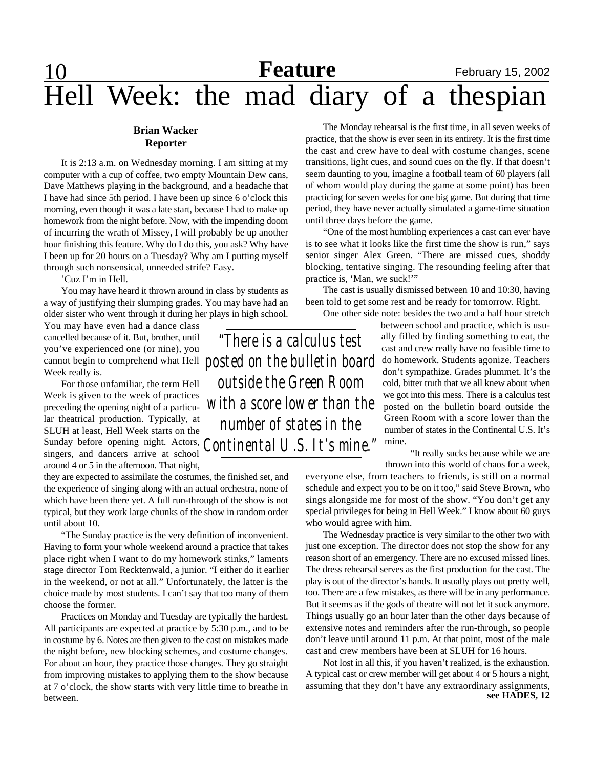# Hell Week: the mad diary of a thespian

**Brian Wacker**
**Reporter**

It is 2:13 a.m. on Wednesday morning. I am sitting at my computer with a cup of coffee, two empty Mountain Dew cans, Dave Matthews playing in the background, and a headache that I have had since 5th period. I have been up since 6 o'clock this morning, even though it was a late start, because I had to make up homework from the night before. Now, with the impending doom of incurring the wrath of Missey, I will probably be up another hour finishing this feature. Why do I do this, you ask? Why have I been up for 20 hours on a Tuesday? Why am I putting myself through such nonsensical, unneeded strife? Easy.

'Cuz I'm in Hell.

You may have heard it thrown around in class by students as a way of justifying their slumping grades. You may have had an older sister who went through it during her plays in high school. You may have even had a dance class cancelled because of it. But, brother, until you've experienced one (or nine), you cannot begin to comprehend what Hell Week really is.

For those unfamiliar, the term Hell Week is given to the week of practices preceding the opening night of a particular theatrical production. Typically, at SLUH at least, Hell Week starts on the Sunday before opening night. Actors, singers, and dancers arrive at school around 4 or 5 in the afternoon. That night, they are expected to assimilate the costumes, the finished set, and the experience of singing along with an actual orchestra, none of which have been there yet. A full run-through of the show is not typical, but they work large chunks of the show in random order until about 10.

"The Sunday practice is the very definition of inconvenient. Having to form your whole weekend around a practice that takes place right when I want to do my homework stinks," laments stage director Tom Recktenwald, a junior. "I either do it earlier in the weekend, or not at all." Unfortunately, the latter is the choice made by most students. I can't say that too many of them choose the former.

Practices on Monday and Tuesday are typically the hardest. All participants are expected at practice by 5:30 p.m., and to be in costume by 6. Notes are then given to the cast on mistakes made the night before, new blocking schemes, and costume changes. For about an hour, they practice those changes. They go straight from improving mistakes to applying them to the show because at 7 o'clock, the show starts with very little time to breathe in between.

The Monday rehearsal is the first time, in all seven weeks of practice, that the show is ever seen in its entirety. It is the first time the cast and crew have to deal with costume changes, scene transitions, light cues, and sound cues on the fly. If that doesn't seem daunting to you, imagine a football team of 60 players (all of whom would play during the game at some point) has been practicing for seven weeks for one big game. But during that time period, they have never actually simulated a game-time situation until three days before the game.

"One of the most humbling experiences a cast can ever have is to see what it looks like the first time the show is run," says senior singer Alex Green. "There are missed cues, shoddy blocking, tentative singing. The resounding feeling after that practice is, 'Man, we suck!'"

The cast is usually dismissed between 10 and 10:30, having been told to get some rest and be ready for tomorrow. Right.

One other side note: besides the two and a half hour stretch between school and practice, which is usually filled by finding something to eat, the cast and crew really have no feasible time to do homework. Students agonize. Teachers don't sympathize. Grades plummet. It's the cold, bitter truth that we all knew about when we got into this mess. There is a calculus test posted on the bulletin board outside the Green Room with a score lower than the number of states in the Continental U.S. It's mine.

> *"There is a calculus test posted on the bulletin board outside the Green Room with a score lower than the number of states in the Continental U.S. It's mine."*

"It really sucks because while we are thrown into this world of chaos for a week, everyone else, from teachers to friends, is still on a normal schedule and expect you to be on it too," said Steve Brown, who sings alongside me for most of the show. "You don't get any special privileges for being in Hell Week." I know about 60 guys who would agree with him.

The Wednesday practice is very similar to the other two with just one exception. The director does not stop the show for any reason short of an emergency. There are no excused missed lines. The dress rehearsal serves as the first production for the cast. The play is out of the director's hands. It usually plays out pretty well, too. There are a few mistakes, as there will be in any performance. But it seems as if the gods of theatre will not let it suck anymore. Things usually go an hour later than the other days because of extensive notes and reminders after the run-through, so people don't leave until around 11 p.m. At that point, most of the male cast and crew members have been at SLUH for 16 hours.

Not lost in all this, if you haven't realized, is the exhaustion. A typical cast or crew member will get about 4 or 5 hours a night, assuming that they don't have any extraordinary assignments,

**see HADES, 12**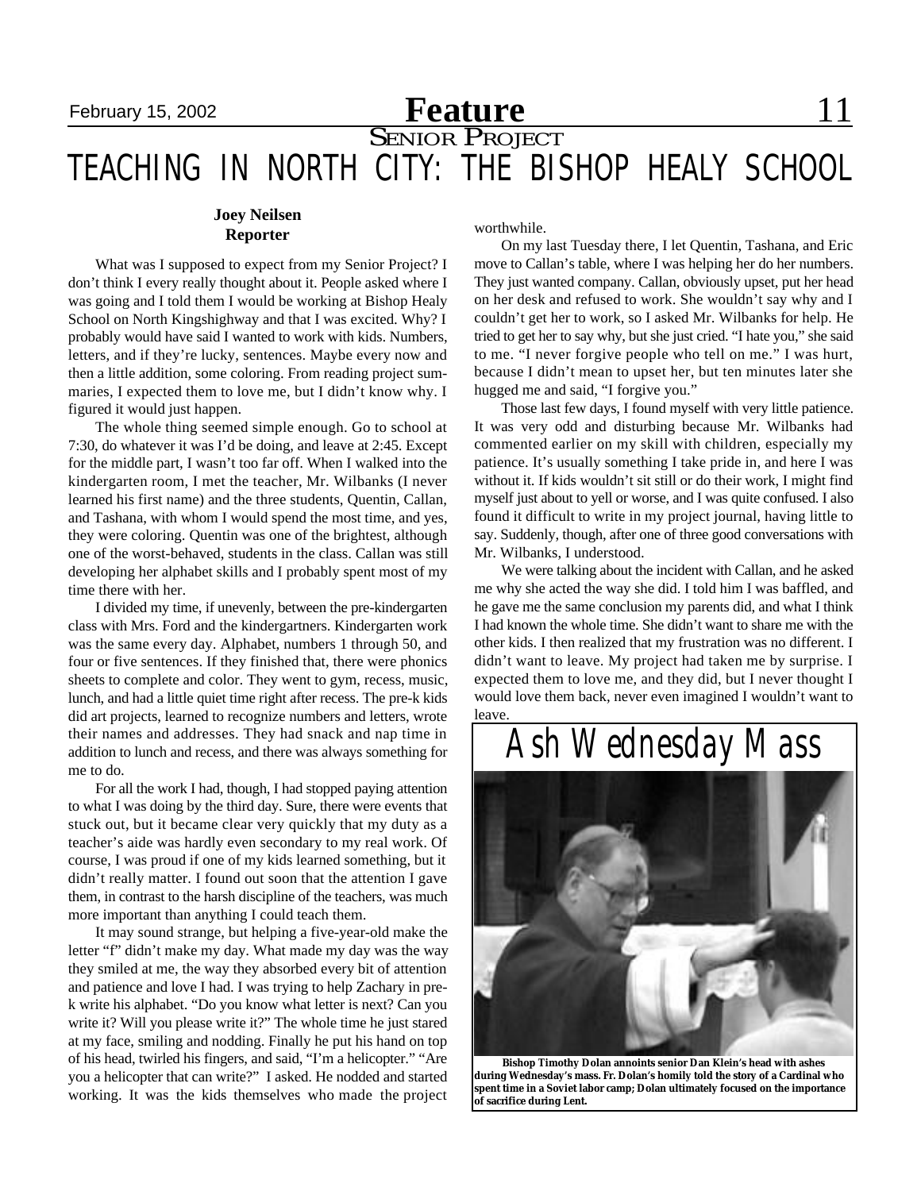## Senior Project

# TEACHING IN NORTH CITY: THE BISHOP HEALY SCHOOL

**Joey Neilsen**
**Reporter**

What was I supposed to expect from my Senior Project? I don't think I every really thought about it. People asked where I was going and I told them I would be working at Bishop Healy School on North Kingshighway and that I was excited. Why? I probably would have said I wanted to work with kids. Numbers, letters, and if they're lucky, sentences. Maybe every now and then a little addition, some coloring. From reading project summaries, I expected them to love me, but I didn't know why. I figured it would just happen.

The whole thing seemed simple enough. Go to school at 7:30, do whatever it was I'd be doing, and leave at 2:45. Except for the middle part, I wasn't too far off. When I walked into the kindergarten room, I met the teacher, Mr. Wilbanks (I never learned his first name) and the three students, Quentin, Callan, and Tashana, with whom I would spend the most time, and yes, they were coloring. Quentin was one of the brightest, although one of the worst-behaved, students in the class. Callan was still developing her alphabet skills and I probably spent most of my time there with her.

I divided my time, if unevenly, between the pre-kindergarten class with Mrs. Ford and the kindergartners. Kindergarten work was the same every day. Alphabet, numbers 1 through 50, and four or five sentences. If they finished that, there were phonics sheets to complete and color. They went to gym, recess, music, lunch, and had a little quiet time right after recess. The pre-k kids did art projects, learned to recognize numbers and letters, wrote their names and addresses. They had snack and nap time in addition to lunch and recess, and there was always something for me to do.

For all the work I had, though, I had stopped paying attention to what I was doing by the third day. Sure, there were events that stuck out, but it became clear very quickly that my duty as a teacher's aide was hardly even secondary to my real work. Of course, I was proud if one of my kids learned something, but it didn't really matter. I found out soon that the attention I gave them, in contrast to the harsh discipline of the teachers, was much more important than anything I could teach them.

It may sound strange, but helping a five-year-old make the letter "f" didn't make my day. What made my day was the way they smiled at me, the way they absorbed every bit of attention and patience and love I had. I was trying to help Zachary in pre-k write his alphabet. "Do you know what letter is next? Can you write it? Will you please write it?" The whole time he just stared at my face, smiling and nodding. Finally he put his hand on top of his head, twirled his fingers, and said, "I'm a helicopter." "Are you a helicopter that can write?" I asked. He nodded and started working. It was the kids themselves who made the project worthwhile.

On my last Tuesday there, I let Quentin, Tashana, and Eric move to Callan's table, where I was helping her do her numbers. They just wanted company. Callan, obviously upset, put her head on her desk and refused to work. She wouldn't say why and I couldn't get her to work, so I asked Mr. Wilbanks for help. He tried to get her to say why, but she just cried. "I hate you," she said to me. "I never forgive people who tell on me." I was hurt, because I didn't mean to upset her, but ten minutes later she hugged me and said, "I forgive you."

Those last few days, I found myself with very little patience. It was very odd and disturbing because Mr. Wilbanks had commented earlier on my skill with children, especially my patience. It's usually something I take pride in, and here I was without it. If kids wouldn't sit still or do their work, I might find myself just about to yell or worse, and I was quite confused. I also found it difficult to write in my project journal, having little to say. Suddenly, though, after one of three good conversations with Mr. Wilbanks, I understood.

We were talking about the incident with Callan, and he asked me why she acted the way she did. I told him I was baffled, and he gave me the same conclusion my parents did, and what I think I had known the whole time. She didn't want to share me with the other kids. I then realized that my frustration was no different. I didn't want to leave. My project had taken me by surprise. I expected them to love me, and they did, but I never thought I would love them back, never even imagined I wouldn't want to leave.

## Ash Wednesday Mass

**Bishop Timothy Dolan annoints senior Dan Klein's head with ashes during Wednesday's mass. Fr. Dolan's homily told the story of a Cardinal who spent time in a Soviet labor camp; Dolan ultimately focused on the importance of sacrifice during Lent.**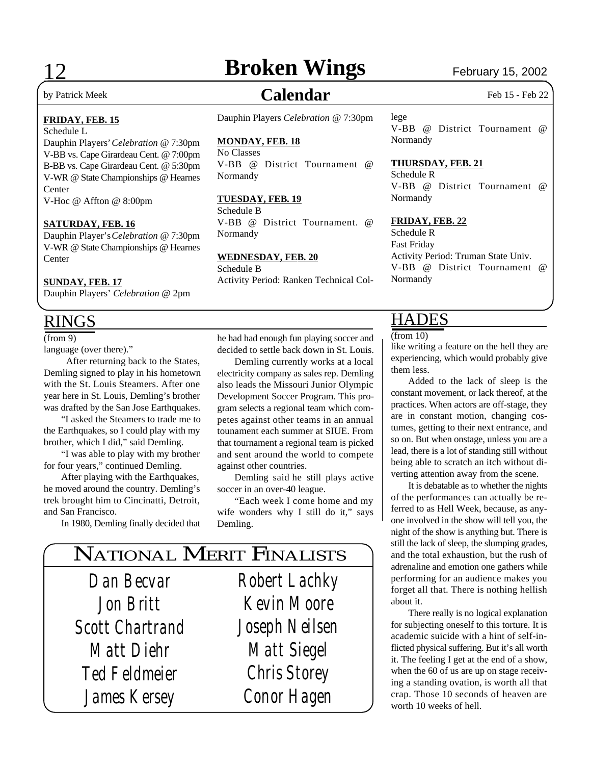# Broken Wings

February 15, 2002

## Calendar

by Patrick Meek

Feb 15 - Feb 22

**FRIDAY, FEB. 15**
Schedule L
Dauphin Players' *Celebration* @ 7:30pm
V-BB vs. Cape Girardeau Cent. @ 7:00pm
B-BB vs. Cape Girardeau Cent. @ 5:30pm
V-WR @ State Championships @ Hearnes Center
V-Hoc @ Affton @ 8:00pm

**SATURDAY, FEB. 16**
Dauphin Player's *Celebration* @ 7:30pm
V-WR @ State Championships @ Hearnes Center

**SUNDAY, FEB. 17**
Dauphin Players' *Celebration* @ 2pm
Dauphin Players *Celebration* @ 7:30pm

**MONDAY, FEB. 18**
No Classes
V-BB @ District Tournament @ Normandy

**TUESDAY, FEB. 19**
Schedule B
V-BB @ District Tournament. @ Normandy

**WEDNESDAY, FEB. 20**
Schedule B
Activity Period: Ranken Technical College
V-BB @ District Tournament @ Normandy

**THURSDAY, FEB. 21**
Schedule R
V-BB @ District Tournament @ Normandy

**FRIDAY, FEB. 22**
Schedule R
Fast Friday
Activity Period: Truman State Univ.
V-BB @ District Tournament @ Normandy

## RINGS

(from 9)

language (over there)."

After returning back to the States, Demling signed to play in his hometown with the St. Louis Steamers. After one year here in St. Louis, Demling's brother was drafted by the San Jose Earthquakes.

"I asked the Steamers to trade me to the Earthquakes, so I could play with my brother, which I did," said Demling.

"I was able to play with my brother for four years," continued Demling.

After playing with the Earthquakes, he moved around the country. Demling's trek brought him to Cincinatti, Detroit, and San Francisco.

In 1980, Demling finally decided that he had had enough fun playing soccer and decided to settle back down in St. Louis.

Demling currently works at a local electricity company as sales rep. Demling also leads the Missouri Junior Olympic Development Soccer Program. This program selects a regional team which competes against other teams in an annual tounament each summer at SIUE. From that tournament a regional team is picked and sent around the world to compete against other countries.

Demling said he still plays active soccer in an over-40 league.

"Each week I come home and my wife wonders why I still do it," says Demling.

## National Merit Finalists

Dan Becvar
Jon Britt
Scott Chartrand
Matt Diehr
Ted Feldmeier
James Kersey
Robert Lachky
Kevin Moore
Joseph Neilsen
Matt Siegel
Chris Storey
Conor Hagen

## HADES

(from 10)

like writing a feature on the hell they are experiencing, which would probably give them less.

Added to the lack of sleep is the constant movement, or lack thereof, at the practices. When actors are off-stage, they are in constant motion, changing costumes, getting to their next entrance, and so on. But when onstage, unless you are a lead, there is a lot of standing still without being able to scratch an itch without diverting attention away from the scene.

It is debatable as to whether the nights of the performances can actually be referred to as Hell Week, because, as anyone involved in the show will tell you, the night of the show is anything but. There is still the lack of sleep, the slumping grades, and the total exhaustion, but the rush of adrenaline and emotion one gathers while performing for an audience makes you forget all that. There is nothing hellish about it.

There really is no logical explanation for subjecting oneself to this torture. It is academic suicide with a hint of self-inflicted physical suffering. But it's all worth it. The feeling I get at the end of a show, when the 60 of us are up on stage receiving a standing ovation, is worth all that crap. Those 10 seconds of heaven are worth 10 weeks of hell.